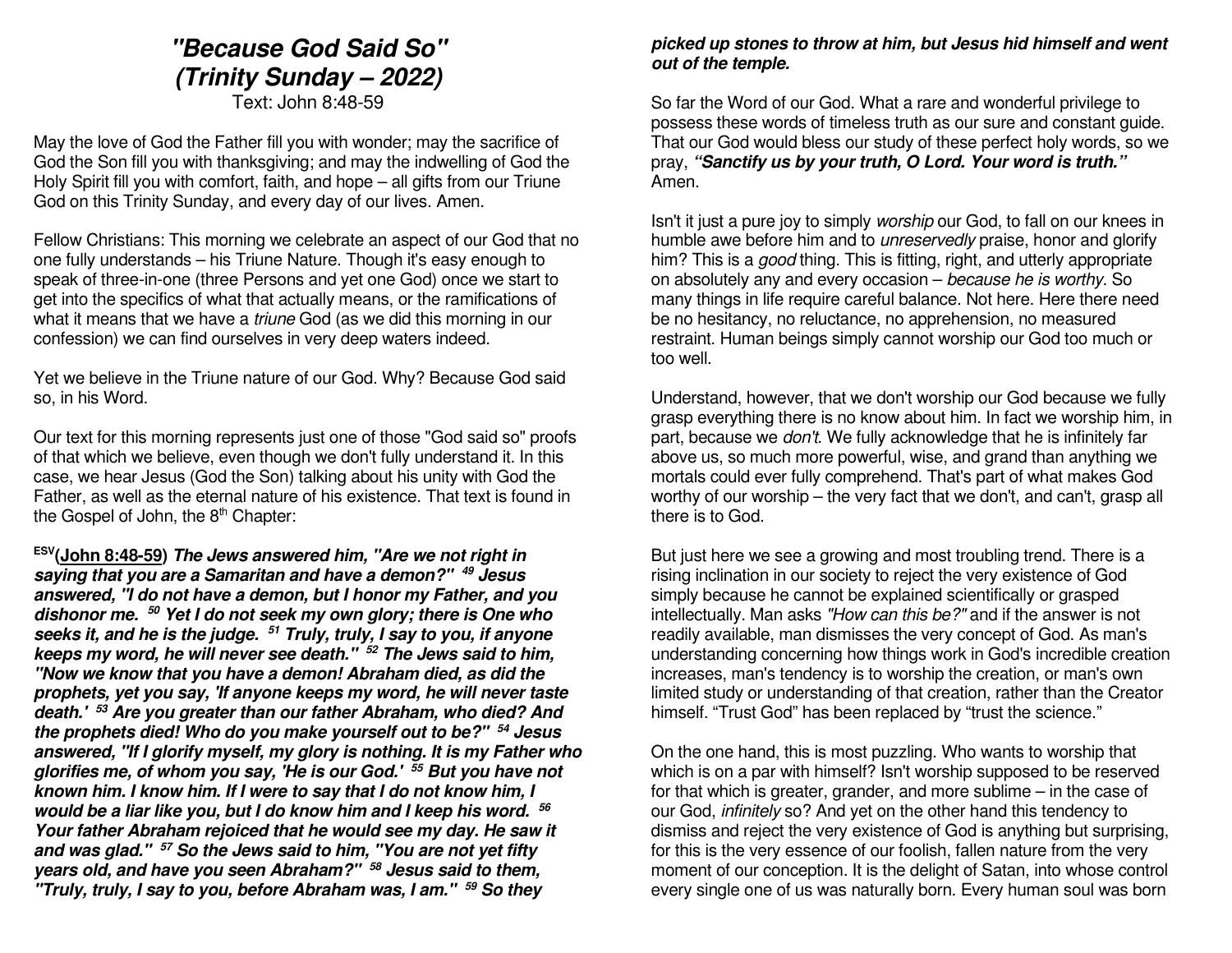# *"Because God Said So"*
# *(Trinity Sunday – 2022)*

Text: John 8:48-59

May the love of God the Father fill you with wonder; may the sacrifice of God the Son fill you with thanksgiving; and may the indwelling of God the Holy Spirit fill you with comfort, faith, and hope – all gifts from our Triune God on this Trinity Sunday, and every day of our lives. Amen.

Fellow Christians: This morning we celebrate an aspect of our God that no one fully understands – his Triune Nature. Though it's easy enough to speak of three-in-one (three Persons and yet one God) once we start to get into the specifics of what that actually means, or the ramifications of what it means that we have a *triune* God (as we did this morning in our confession) we can find ourselves in very deep waters indeed.

Yet we believe in the Triune nature of our God. Why? Because God said so, in his Word.

Our text for this morning represents just one of those "God said so" proofs of that which we believe, even though we don't fully understand it. In this case, we hear Jesus (God the Son) talking about his unity with God the Father, as well as the eternal nature of his existence. That text is found in the Gospel of John, the 8th Chapter:

**ESV(John 8:48-59)** ***The Jews answered him, "Are we not right in saying that you are a Samaritan and have a demon?" 49 Jesus answered, "I do not have a demon, but I honor my Father, and you dishonor me. 50 Yet I do not seek my own glory; there is One who seeks it, and he is the judge. 51 Truly, truly, I say to you, if anyone keeps my word, he will never see death." 52 The Jews said to him, "Now we know that you have a demon! Abraham died, as did the prophets, yet you say, 'If anyone keeps my word, he will never taste death.' 53 Are you greater than our father Abraham, who died? And the prophets died! Who do you make yourself out to be?" 54 Jesus answered, "If I glorify myself, my glory is nothing. It is my Father who glorifies me, of whom you say, 'He is our God.' 55 But you have not known him. I know him. If I were to say that I do not know him, I would be a liar like you, but I do know him and I keep his word. 56 Your father Abraham rejoiced that he would see my day. He saw it and was glad." 57 So the Jews said to him, "You are not yet fifty years old, and have you seen Abraham?" 58 Jesus said to them, "Truly, truly, I say to you, before Abraham was, I am." 59 So they picked up stones to throw at him, but Jesus hid himself and went out of the temple.***

So far the Word of our God. What a rare and wonderful privilege to possess these words of timeless truth as our sure and constant guide. That our God would bless our study of these perfect holy words, so we pray, ***"Sanctify us by your truth, O Lord. Your word is truth."*** Amen.

Isn't it just a pure joy to simply *worship* our God, to fall on our knees in humble awe before him and to *unreservedly* praise, honor and glorify him? This is a *good* thing. This is fitting, right, and utterly appropriate on absolutely any and every occasion – *because he is worthy*. So many things in life require careful balance. Not here. Here there need be no hesitancy, no reluctance, no apprehension, no measured restraint. Human beings simply cannot worship our God too much or too well.

Understand, however, that we don't worship our God because we fully grasp everything there is no know about him. In fact we worship him, in part, because we *don't*. We fully acknowledge that he is infinitely far above us, so much more powerful, wise, and grand than anything we mortals could ever fully comprehend. That's part of what makes God worthy of our worship – the very fact that we don't, and can't, grasp all there is to God.

But just here we see a growing and most troubling trend. There is a rising inclination in our society to reject the very existence of God simply because he cannot be explained scientifically or grasped intellectually. Man asks *"How can this be?"* and if the answer is not readily available, man dismisses the very concept of God. As man's understanding concerning how things work in God's incredible creation increases, man's tendency is to worship the creation, or man's own limited study or understanding of that creation, rather than the Creator himself. "Trust God" has been replaced by "trust the science."

On the one hand, this is most puzzling. Who wants to worship that which is on a par with himself? Isn't worship supposed to be reserved for that which is greater, grander, and more sublime – in the case of our God, *infinitely* so? And yet on the other hand this tendency to dismiss and reject the very existence of God is anything but surprising, for this is the very essence of our foolish, fallen nature from the very moment of our conception. It is the delight of Satan, into whose control every single one of us was naturally born. Every human soul was born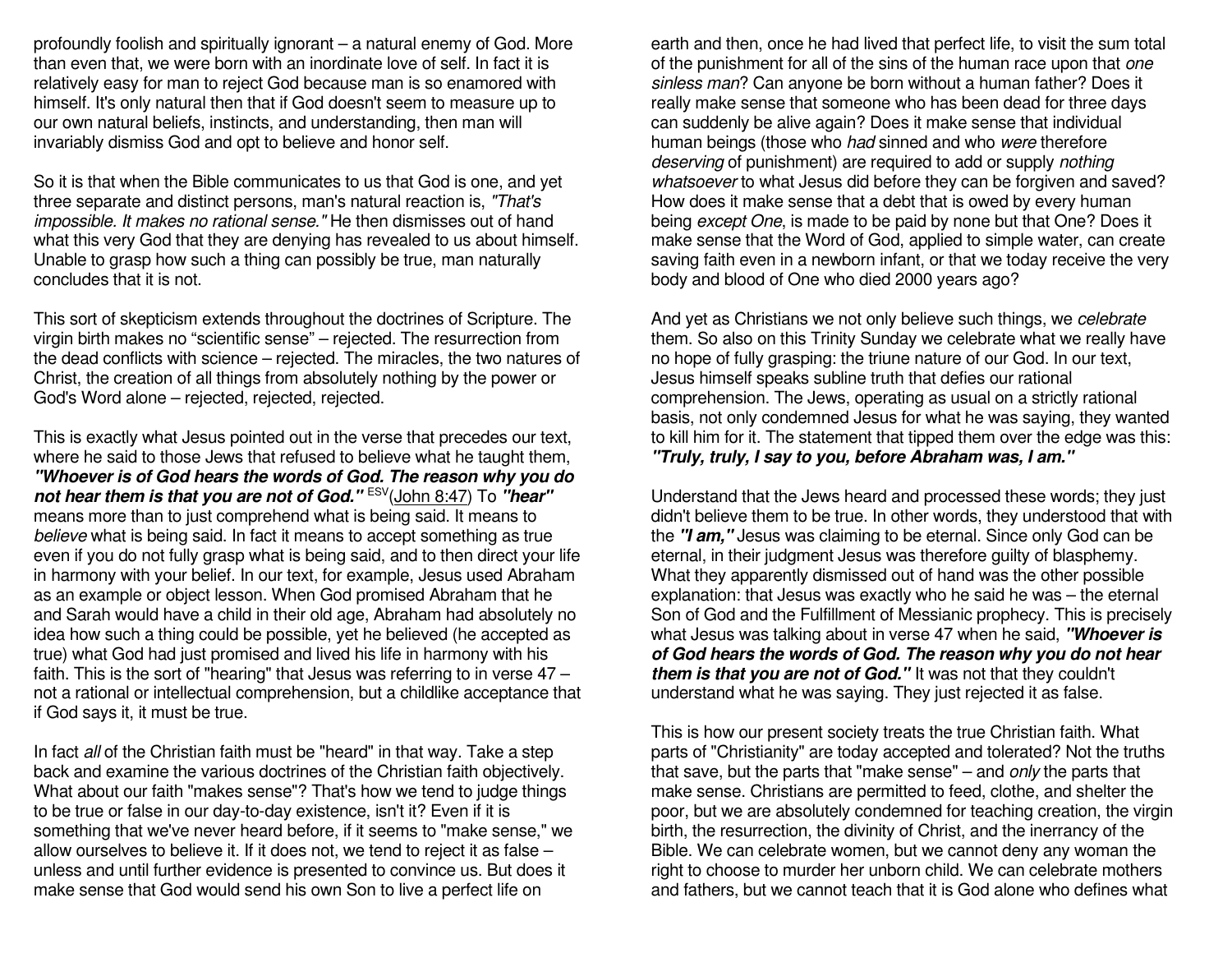profoundly foolish and spiritually ignorant – a natural enemy of God. More than even that, we were born with an inordinate love of self. In fact it is relatively easy for man to reject God because man is so enamored with himself. It's only natural then that if God doesn't seem to measure up to our own natural beliefs, instincts, and understanding, then man will invariably dismiss God and opt to believe and honor self.

So it is that when the Bible communicates to us that God is one, and yet three separate and distinct persons, man's natural reaction is, *"That's impossible. It makes no rational sense."* He then dismisses out of hand what this very God that they are denying has revealed to us about himself. Unable to grasp how such a thing can possibly be true, man naturally concludes that it is not.

This sort of skepticism extends throughout the doctrines of Scripture. The virgin birth makes no "scientific sense" – rejected. The resurrection from the dead conflicts with science – rejected. The miracles, the two natures of Christ, the creation of all things from absolutely nothing by the power or God's Word alone – rejected, rejected, rejected.

This is exactly what Jesus pointed out in the verse that precedes our text, where he said to those Jews that refused to believe what he taught them, ***"Whoever is of God hears the words of God. The reason why you do not hear them is that you are not of God."*** ESV(John 8:47) To ***"hear"*** means more than to just comprehend what is being said. It means to *believe* what is being said. In fact it means to accept something as true even if you do not fully grasp what is being said, and to then direct your life in harmony with your belief. In our text, for example, Jesus used Abraham as an example or object lesson. When God promised Abraham that he and Sarah would have a child in their old age, Abraham had absolutely no idea how such a thing could be possible, yet he believed (he accepted as true) what God had just promised and lived his life in harmony with his faith. This is the sort of "hearing" that Jesus was referring to in verse 47 – not a rational or intellectual comprehension, but a childlike acceptance that if God says it, it must be true.

In fact *all* of the Christian faith must be "heard" in that way. Take a step back and examine the various doctrines of the Christian faith objectively. What about our faith "makes sense"? That's how we tend to judge things to be true or false in our day-to-day existence, isn't it? Even if it is something that we've never heard before, if it seems to "make sense," we allow ourselves to believe it. If it does not, we tend to reject it as false – unless and until further evidence is presented to convince us. But does it make sense that God would send his own Son to live a perfect life on earth and then, once he had lived that perfect life, to visit the sum total of the punishment for all of the sins of the human race upon that *one sinless man*? Can anyone be born without a human father? Does it really make sense that someone who has been dead for three days can suddenly be alive again? Does it make sense that individual human beings (those who *had* sinned and who *were* therefore *deserving* of punishment) are required to add or supply *nothing whatsoever* to what Jesus did before they can be forgiven and saved? How does it make sense that a debt that is owed by every human being *except One*, is made to be paid by none but that One? Does it make sense that the Word of God, applied to simple water, can create saving faith even in a newborn infant, or that we today receive the very body and blood of One who died 2000 years ago?

And yet as Christians we not only believe such things, we *celebrate* them. So also on this Trinity Sunday we celebrate what we really have no hope of fully grasping: the triune nature of our God. In our text, Jesus himself speaks subline truth that defies our rational comprehension. The Jews, operating as usual on a strictly rational basis, not only condemned Jesus for what he was saying, they wanted to kill him for it. The statement that tipped them over the edge was this: ***"Truly, truly, I say to you, before Abraham was, I am."***

Understand that the Jews heard and processed these words; they just didn't believe them to be true. In other words, they understood that with the ***"I am,"*** Jesus was claiming to be eternal. Since only God can be eternal, in their judgment Jesus was therefore guilty of blasphemy. What they apparently dismissed out of hand was the other possible explanation: that Jesus was exactly who he said he was – the eternal Son of God and the Fulfillment of Messianic prophecy. This is precisely what Jesus was talking about in verse 47 when he said, ***"Whoever is of God hears the words of God. The reason why you do not hear them is that you are not of God."*** It was not that they couldn't understand what he was saying. They just rejected it as false.

This is how our present society treats the true Christian faith. What parts of "Christianity" are today accepted and tolerated? Not the truths that save, but the parts that "make sense" – and *only* the parts that make sense. Christians are permitted to feed, clothe, and shelter the poor, but we are absolutely condemned for teaching creation, the virgin birth, the resurrection, the divinity of Christ, and the inerrancy of the Bible. We can celebrate women, but we cannot deny any woman the right to choose to murder her unborn child. We can celebrate mothers and fathers, but we cannot teach that it is God alone who defines what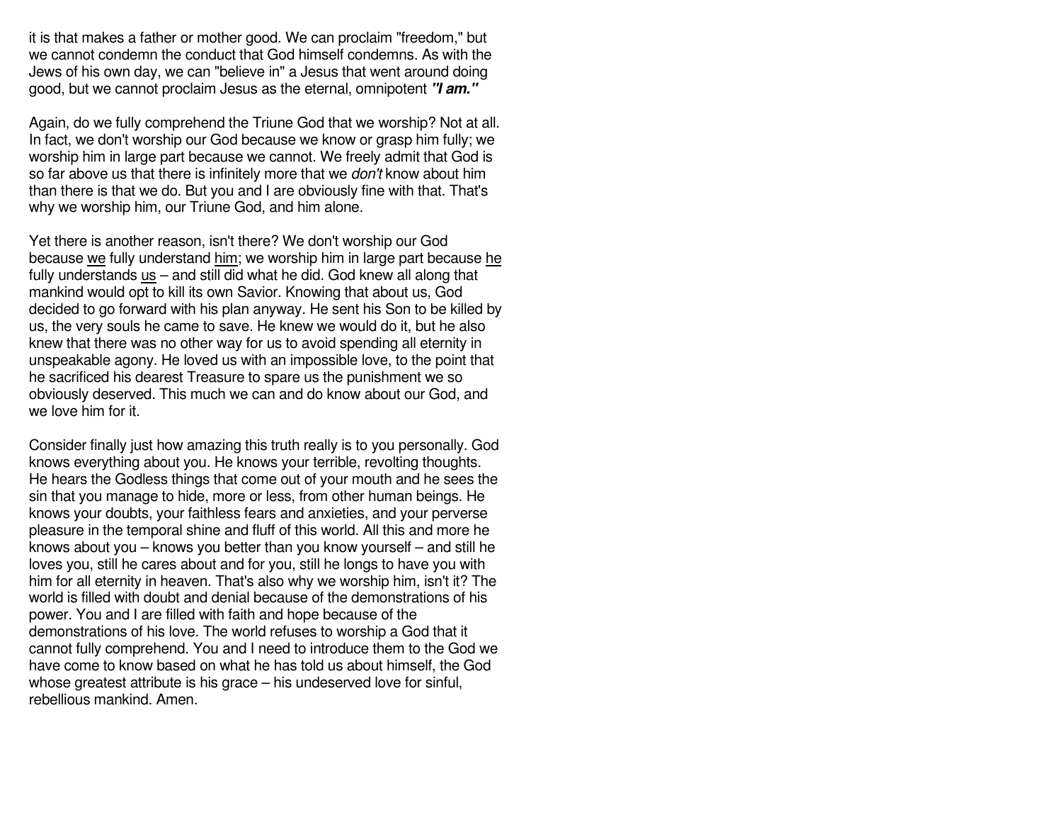it is that makes a father or mother good. We can proclaim "freedom," but we cannot condemn the conduct that God himself condemns. As with the Jews of his own day, we can "believe in" a Jesus that went around doing good, but we cannot proclaim Jesus as the eternal, omnipotent ***"I am."***

Again, do we fully comprehend the Triune God that we worship? Not at all. In fact, we don't worship our God because we know or grasp him fully; we worship him in large part because we cannot. We freely admit that God is so far above us that there is infinitely more that we *don't* know about him than there is that we do. But you and I are obviously fine with that. That's why we worship him, our Triune God, and him alone.

Yet there is another reason, isn't there? We don't worship our God because <u>we</u> fully understand <u>him</u>; we worship him in large part because <u>he</u> fully understands <u>us</u> – and still did what he did. God knew all along that mankind would opt to kill its own Savior. Knowing that about us, God decided to go forward with his plan anyway. He sent his Son to be killed by us, the very souls he came to save. He knew we would do it, but he also knew that there was no other way for us to avoid spending all eternity in unspeakable agony. He loved us with an impossible love, to the point that he sacrificed his dearest Treasure to spare us the punishment we so obviously deserved. This much we can and do know about our God, and we love him for it.

Consider finally just how amazing this truth really is to you personally. God knows everything about you. He knows your terrible, revolting thoughts. He hears the Godless things that come out of your mouth and he sees the sin that you manage to hide, more or less, from other human beings. He knows your doubts, your faithless fears and anxieties, and your perverse pleasure in the temporal shine and fluff of this world. All this and more he knows about you – knows you better than you know yourself – and still he loves you, still he cares about and for you, still he longs to have you with him for all eternity in heaven. That's also why we worship him, isn't it? The world is filled with doubt and denial because of the demonstrations of his power. You and I are filled with faith and hope because of the demonstrations of his love. The world refuses to worship a God that it cannot fully comprehend. You and I need to introduce them to the God we have come to know based on what he has told us about himself, the God whose greatest attribute is his grace – his undeserved love for sinful, rebellious mankind. Amen.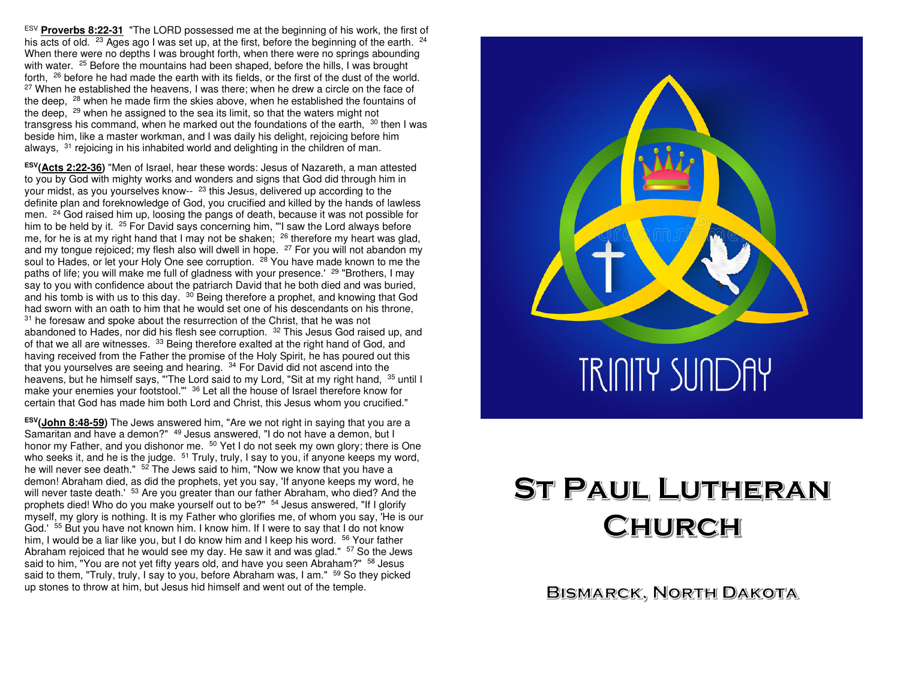ESV **Proverbs 8:22-31** "The LORD possessed me at the beginning of his work, the first of his acts of old. [23] Ages ago I was set up, at the first, before the beginning of the earth. [24] When there were no depths I was brought forth, when there were no springs abounding with water. [25] Before the mountains had been shaped, before the hills, I was brought forth, [26] before he had made the earth with its fields, or the first of the dust of the world. [27] When he established the heavens, I was there; when he drew a circle on the face of the deep, [28] when he made firm the skies above, when he established the fountains of the deep, [29] when he assigned to the sea its limit, so that the waters might not transgress his command, when he marked out the foundations of the earth, [30] then I was beside him, like a master workman, and I was daily his delight, rejoicing before him always, [31] rejoicing in his inhabited world and delighting in the children of man.

**ESV(Acts 2:22-36)** "Men of Israel, hear these words: Jesus of Nazareth, a man attested to you by God with mighty works and wonders and signs that God did through him in your midst, as you yourselves know-- [23] this Jesus, delivered up according to the definite plan and foreknowledge of God, you crucified and killed by the hands of lawless men. [24] God raised him up, loosing the pangs of death, because it was not possible for him to be held by it. [25] For David says concerning him, "'I saw the Lord always before me, for he is at my right hand that I may not be shaken; [26] therefore my heart was glad, and my tongue rejoiced; my flesh also will dwell in hope. [27] For you will not abandon my soul to Hades, or let your Holy One see corruption. [28] You have made known to me the paths of life; you will make me full of gladness with your presence.' [29] "Brothers, I may say to you with confidence about the patriarch David that he both died and was buried, and his tomb is with us to this day. [30] Being therefore a prophet, and knowing that God had sworn with an oath to him that he would set one of his descendants on his throne, [31] he foresaw and spoke about the resurrection of the Christ, that he was not abandoned to Hades, nor did his flesh see corruption. [32] This Jesus God raised up, and of that we all are witnesses. [33] Being therefore exalted at the right hand of God, and having received from the Father the promise of the Holy Spirit, he has poured out this that you yourselves are seeing and hearing. [34] For David did not ascend into the heavens, but he himself says, "'The Lord said to my Lord, "Sit at my right hand, [35] until I make your enemies your footstool."' [36] Let all the house of Israel therefore know for certain that God has made him both Lord and Christ, this Jesus whom you crucified."

**ESV(John 8:48-59)** The Jews answered him, "Are we not right in saying that you are a Samaritan and have a demon?" [49] Jesus answered, "I do not have a demon, but I honor my Father, and you dishonor me. [50] Yet I do not seek my own glory; there is One who seeks it, and he is the judge. [51] Truly, truly, I say to you, if anyone keeps my word, he will never see death." [52] The Jews said to him, "Now we know that you have a demon! Abraham died, as did the prophets, yet you say, 'If anyone keeps my word, he will never taste death.' [53] Are you greater than our father Abraham, who died? And the prophets died! Who do you make yourself out to be?" [54] Jesus answered, "If I glorify myself, my glory is nothing. It is my Father who glorifies me, of whom you say, 'He is our God.' [55] But you have not known him. I know him. If I were to say that I do not know him, I would be a liar like you, but I do know him and I keep his word. [56] Your father Abraham rejoiced that he would see my day. He saw it and was glad." [57] So the Jews said to him, "You are not yet fifty years old, and have you seen Abraham?" [58] Jesus said to them, "Truly, truly, I say to you, before Abraham was, I am." [59] So they picked up stones to throw at him, but Jesus hid himself and went out of the temple.

TRINITY SUNDAY

# St Paul Lutheran Church

## Bismarck, North Dakota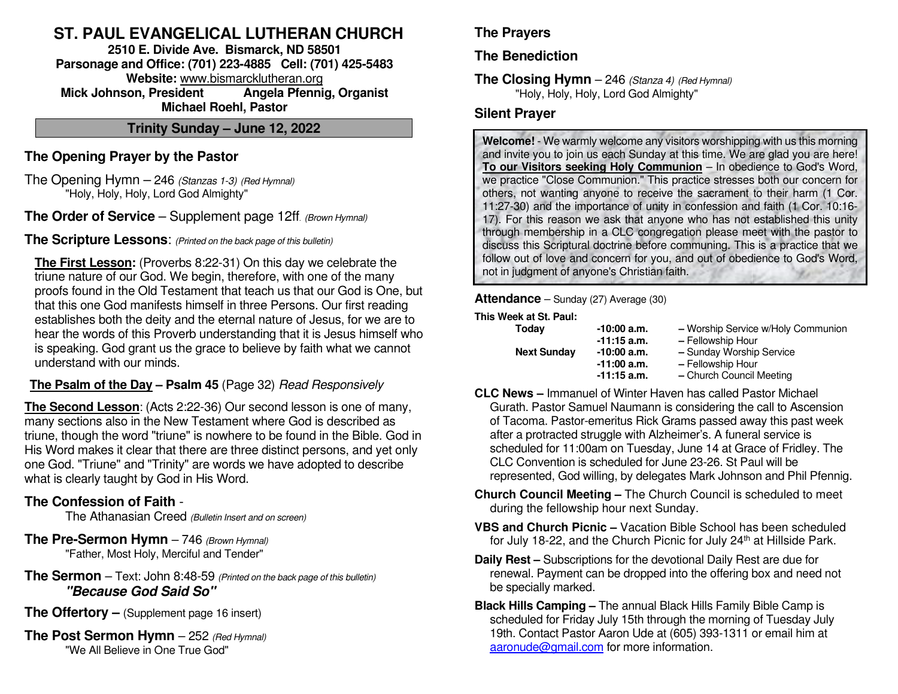# ST. PAUL EVANGELICAL LUTHERAN CHURCH

**2510 E. Divide Ave. Bismarck, ND 58501**
**Parsonage and Office: (701) 223-4885 Cell: (701) 425-5483**
**Website:** www.bismarcklutheran.org
**Mick Johnson, President Angela Pfennig, Organist**
**Michael Roehl, Pastor**

## Trinity Sunday – June 12, 2022

### The Opening Prayer by the Pastor

The Opening Hymn – 246 *(Stanzas 1-3) (Red Hymnal)*
"Holy, Holy, Holy, Lord God Almighty"

**The Order of Service** – Supplement page 12ff. *(Brown Hymnal)*

**The Scripture Lessons**: *(Printed on the back page of this bulletin)*

**The First Lesson:** (Proverbs 8:22-31) On this day we celebrate the triune nature of our God. We begin, therefore, with one of the many proofs found in the Old Testament that teach us that our God is One, but that this one God manifests himself in three Persons. Our first reading establishes both the deity and the eternal nature of Jesus, for we are to hear the words of this Proverb understanding that it is Jesus himself who is speaking. God grant us the grace to believe by faith what we cannot understand with our minds.

**The Psalm of the Day – Psalm 45** (Page 32) *Read Responsively*

**The Second Lesson**: (Acts 2:22-36) Our second lesson is one of many, many sections also in the New Testament where God is described as triune, though the word "triune" is nowhere to be found in the Bible. God in His Word makes it clear that there are three distinct persons, and yet only one God. "Triune" and "Trinity" are words we have adopted to describe what is clearly taught by God in His Word.

**The Confession of Faith** -
The Athanasian Creed *(Bulletin Insert and on screen)*

**The Pre-Sermon Hymn** – 746 *(Brown Hymnal)*
"Father, Most Holy, Merciful and Tender"

**The Sermon** – Text: John 8:48-59 *(Printed on the back page of this bulletin)*
***"Because God Said So"***

**The Offertory –** (Supplement page 16 insert)

**The Post Sermon Hymn** – 252 *(Red Hymnal)*
"We All Believe in One True God"

**The Prayers**

**The Benediction**

**The Closing Hymn** – 246 *(Stanza 4) (Red Hymnal)*
"Holy, Holy, Holy, Lord God Almighty"

**Silent Prayer**

**Welcome!** - We warmly welcome any visitors worshipping with us this morning and invite you to join us each Sunday at this time. We are glad you are here! **To our Visitors seeking Holy Communion** – In obedience to God's Word, we practice "Close Communion." This practice stresses both our concern for others, not wanting anyone to receive the sacrament to their harm (1 Cor. 11:27-30) and the importance of unity in confession and faith (1 Cor. 10:16-17). For this reason we ask that anyone who has not established this unity through membership in a CLC congregation please meet with the pastor to discuss this Scriptural doctrine before communing. This is a practice that we follow out of love and concern for you, and out of obedience to God's Word, not in judgment of anyone's Christian faith.

**Attendance** – Sunday (27) Average (30)

**This Week at St. Paul:**

| | | |
|---|---|---|
| **Today** | **-10:00 a.m.** | – Worship Service w/Holy Communion |
| | **-11:15 a.m.** | – Fellowship Hour |
| **Next Sunday** | **-10:00 a.m.** | – Sunday Worship Service |
| | **-11:00 a.m.** | – Fellowship Hour |
| | **-11:15 a.m.** | – Church Council Meeting |

**CLC News –** Immanuel of Winter Haven has called Pastor Michael Gurath. Pastor Samuel Naumann is considering the call to Ascension of Tacoma. Pastor-emeritus Rick Grams passed away this past week after a protracted struggle with Alzheimer's. A funeral service is scheduled for 11:00am on Tuesday, June 14 at Grace of Fridley. The CLC Convention is scheduled for June 23-26. St Paul will be represented, God willing, by delegates Mark Johnson and Phil Pfennig.

**Church Council Meeting –** The Church Council is scheduled to meet during the fellowship hour next Sunday.

**VBS and Church Picnic –** Vacation Bible School has been scheduled for July 18-22, and the Church Picnic for July 24th at Hillside Park.

**Daily Rest –** Subscriptions for the devotional Daily Rest are due for renewal. Payment can be dropped into the offering box and need not be specially marked.

**Black Hills Camping –** The annual Black Hills Family Bible Camp is scheduled for Friday July 15th through the morning of Tuesday July 19th. Contact Pastor Aaron Ude at (605) 393-1311 or email him at aaronude@gmail.com for more information.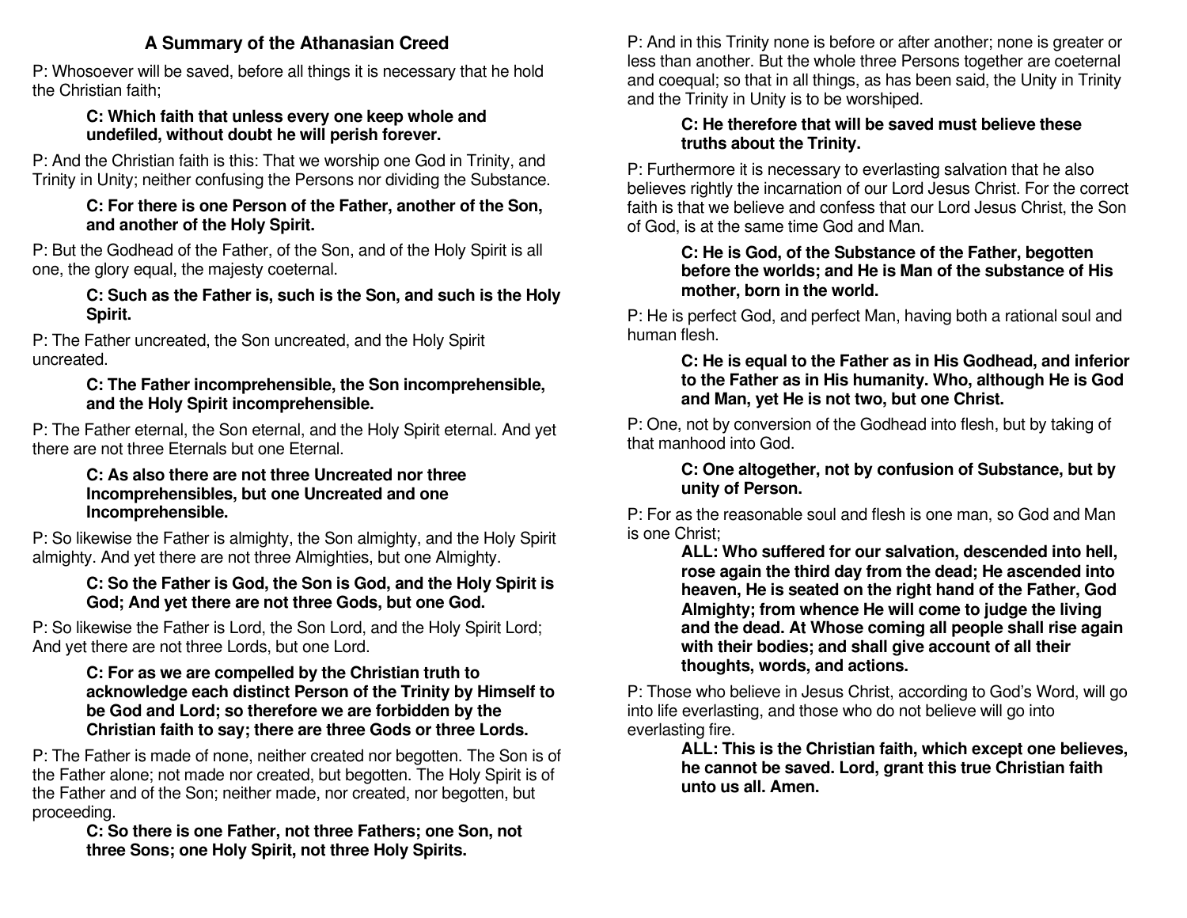## A Summary of the Athanasian Creed

P: Whosoever will be saved, before all things it is necessary that he hold the Christian faith;

> **C: Which faith that unless every one keep whole and undefiled, without doubt he will perish forever.**

P: And the Christian faith is this: That we worship one God in Trinity, and Trinity in Unity; neither confusing the Persons nor dividing the Substance.

> **C: For there is one Person of the Father, another of the Son, and another of the Holy Spirit.**

P: But the Godhead of the Father, of the Son, and of the Holy Spirit is all one, the glory equal, the majesty coeternal.

> **C: Such as the Father is, such is the Son, and such is the Holy Spirit.**

P: The Father uncreated, the Son uncreated, and the Holy Spirit uncreated.

> **C: The Father incomprehensible, the Son incomprehensible, and the Holy Spirit incomprehensible.**

P: The Father eternal, the Son eternal, and the Holy Spirit eternal. And yet there are not three Eternals but one Eternal.

> **C: As also there are not three Uncreated nor three Incomprehensibles, but one Uncreated and one Incomprehensible.**

P: So likewise the Father is almighty, the Son almighty, and the Holy Spirit almighty. And yet there are not three Almighties, but one Almighty.

> **C: So the Father is God, the Son is God, and the Holy Spirit is God; And yet there are not three Gods, but one God.**

P: So likewise the Father is Lord, the Son Lord, and the Holy Spirit Lord; And yet there are not three Lords, but one Lord.

> **C: For as we are compelled by the Christian truth to acknowledge each distinct Person of the Trinity by Himself to be God and Lord; so therefore we are forbidden by the Christian faith to say; there are three Gods or three Lords.**

P: The Father is made of none, neither created nor begotten. The Son is of the Father alone; not made nor created, but begotten. The Holy Spirit is of the Father and of the Son; neither made, nor created, nor begotten, but proceeding.

> **C: So there is one Father, not three Fathers; one Son, not three Sons; one Holy Spirit, not three Holy Spirits.**

P: And in this Trinity none is before or after another; none is greater or less than another. But the whole three Persons together are coeternal and coequal; so that in all things, as has been said, the Unity in Trinity and the Trinity in Unity is to be worshiped.

> **C: He therefore that will be saved must believe these truths about the Trinity.**

P: Furthermore it is necessary to everlasting salvation that he also believes rightly the incarnation of our Lord Jesus Christ. For the correct faith is that we believe and confess that our Lord Jesus Christ, the Son of God, is at the same time God and Man.

> **C: He is God, of the Substance of the Father, begotten before the worlds; and He is Man of the substance of His mother, born in the world.**

P: He is perfect God, and perfect Man, having both a rational soul and human flesh.

> **C: He is equal to the Father as in His Godhead, and inferior to the Father as in His humanity. Who, although He is God and Man, yet He is not two, but one Christ.**

P: One, not by conversion of the Godhead into flesh, but by taking of that manhood into God.

> **C: One altogether, not by confusion of Substance, but by unity of Person.**

P: For as the reasonable soul and flesh is one man, so God and Man is one Christ;

> **ALL: Who suffered for our salvation, descended into hell, rose again the third day from the dead; He ascended into heaven, He is seated on the right hand of the Father, God Almighty; from whence He will come to judge the living and the dead. At Whose coming all people shall rise again with their bodies; and shall give account of all their thoughts, words, and actions.**

P: Those who believe in Jesus Christ, according to God's Word, will go into life everlasting, and those who do not believe will go into everlasting fire.

> **ALL: This is the Christian faith, which except one believes, he cannot be saved. Lord, grant this true Christian faith unto us all. Amen.**